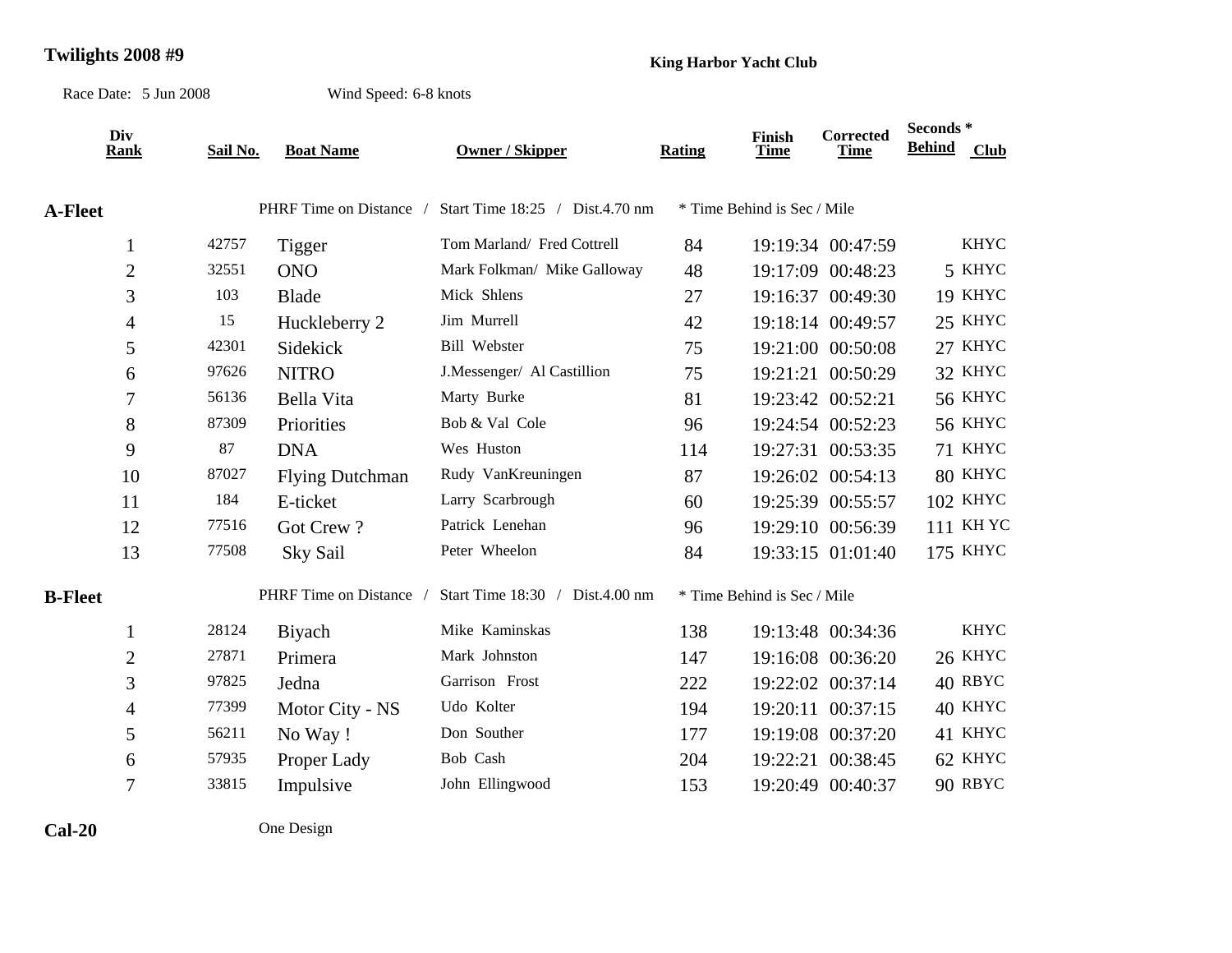**Twilights 2008 #9**

**King Harbor Yacht Club**

Race Date: 5 Jun 2008 Wind Speed: 6-8 knots

| Div Rank | Sail No. | Boat Name | Owner / Skipper | Rating | Finish Time | Corrected Time | Seconds * Behind | Club |
|---|---|---|---|---|---|---|---|---|
| **A-Fleet** | | PHRF Time on Distance / Start Time 18:25 / Dist.4.70 nm | | * Time Behind is Sec / Mile | | | | |
| 1 | 42757 | Tigger | Tom Marland/ Fred Cottrell | 84 | 19:19:34 | 00:47:59 | | KHYC |
| 2 | 32551 | ONO | Mark Folkman/ Mike Galloway | 48 | 19:17:09 | 00:48:23 | 5 | KHYC |
| 3 | 103 | Blade | Mick Shlens | 27 | 19:16:37 | 00:49:30 | 19 | KHYC |
| 4 | 15 | Huckleberry 2 | Jim Murrell | 42 | 19:18:14 | 00:49:57 | 25 | KHYC |
| 5 | 42301 | Sidekick | Bill Webster | 75 | 19:21:00 | 00:50:08 | 27 | KHYC |
| 6 | 97626 | NITRO | J.Messenger/ Al Castillion | 75 | 19:21:21 | 00:50:29 | 32 | KHYC |
| 7 | 56136 | Bella Vita | Marty Burke | 81 | 19:23:42 | 00:52:21 | 56 | KHYC |
| 8 | 87309 | Priorities | Bob & Val Cole | 96 | 19:24:54 | 00:52:23 | 56 | KHYC |
| 9 | 87 | DNA | Wes Huston | 114 | 19:27:31 | 00:53:35 | 71 | KHYC |
| 10 | 87027 | Flying Dutchman | Rudy VanKreuningen | 87 | 19:26:02 | 00:54:13 | 80 | KHYC |
| 11 | 184 | E-ticket | Larry Scarbrough | 60 | 19:25:39 | 00:55:57 | 102 | KHYC |
| 12 | 77516 | Got Crew ? | Patrick Lenehan | 96 | 19:29:10 | 00:56:39 | 111 | KH YC |
| 13 | 77508 | Sky Sail | Peter Wheelon | 84 | 19:33:15 | 01:01:40 | 175 | KHYC |
| **B-Fleet** | | PHRF Time on Distance / Start Time 18:30 / Dist.4.00 nm | | * Time Behind is Sec / Mile | | | | |
| 1 | 28124 | Biyach | Mike Kaminskas | 138 | 19:13:48 | 00:34:36 | | KHYC |
| 2 | 27871 | Primera | Mark Johnston | 147 | 19:16:08 | 00:36:20 | 26 | KHYC |
| 3 | 97825 | Jedna | Garrison Frost | 222 | 19:22:02 | 00:37:14 | 40 | RBYC |
| 4 | 77399 | Motor City - NS | Udo Kolter | 194 | 19:20:11 | 00:37:15 | 40 | KHYC |
| 5 | 56211 | No Way ! | Don Souther | 177 | 19:19:08 | 00:37:20 | 41 | KHYC |
| 6 | 57935 | Proper Lady | Bob Cash | 204 | 19:22:21 | 00:38:45 | 62 | KHYC |
| 7 | 33815 | Impulsive | John Ellingwood | 153 | 19:20:49 | 00:40:37 | 90 | RBYC |
| **Cal-20** | | One Design | | | | | | |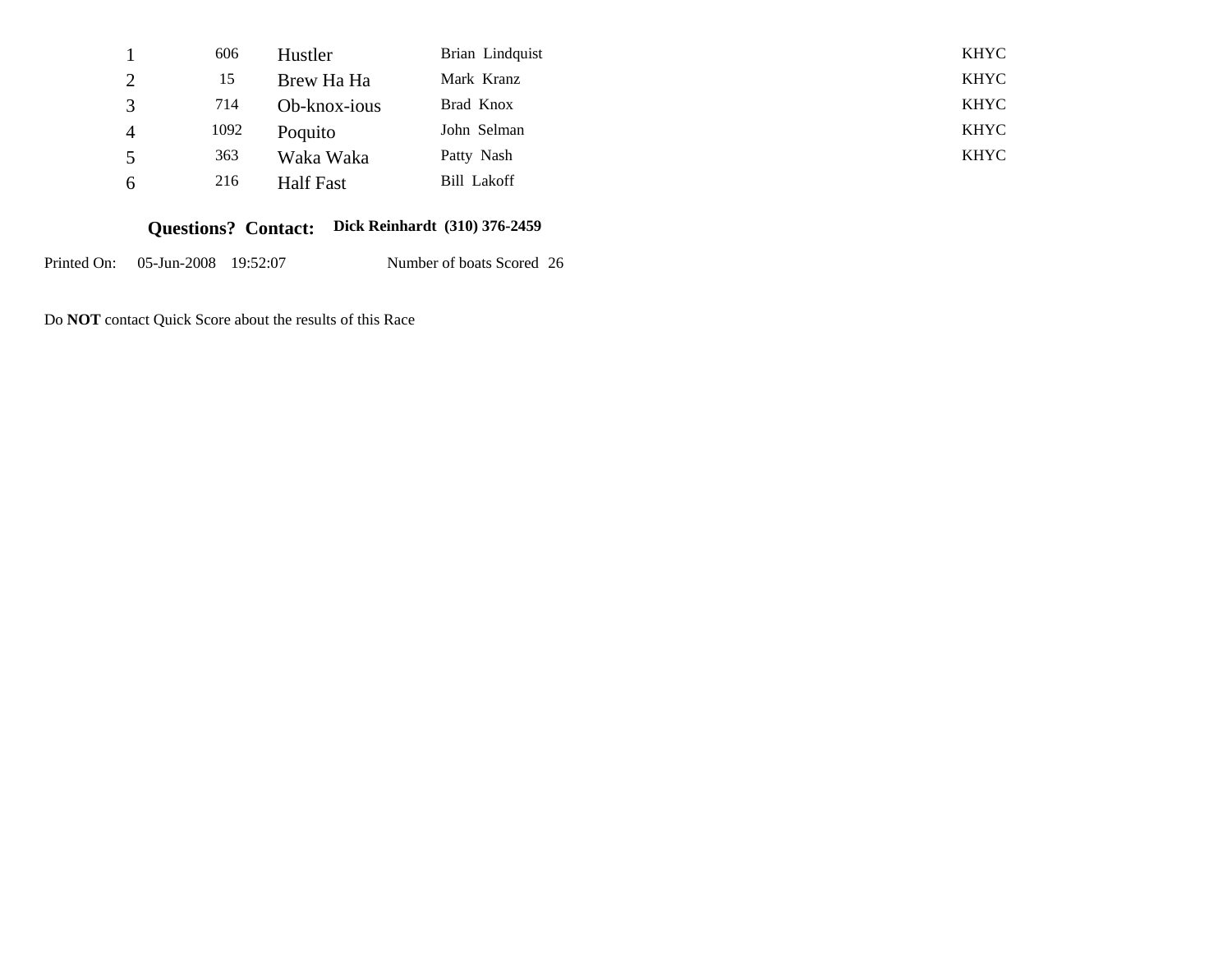| | | | | |
|---|---|---|---|---|
| 1 | 606 | Hustler | Brian Lindquist | KHYC |
| 2 | 15 | Brew Ha Ha | Mark Kranz | KHYC |
| 3 | 714 | Ob-knox-ious | Brad Knox | KHYC |
| 4 | 1092 | Poquito | John Selman | KHYC |
| 5 | 363 | Waka Waka | Patty Nash | KHYC |
| 6 | 216 | Half Fast | Bill Lakoff | |

**Questions? Contact:** **Dick Reinhardt (310) 376-2459**

Printed On: 05-Jun-2008 19:52:07 Number of boats Scored 26

Do **NOT** contact Quick Score about the results of this Race